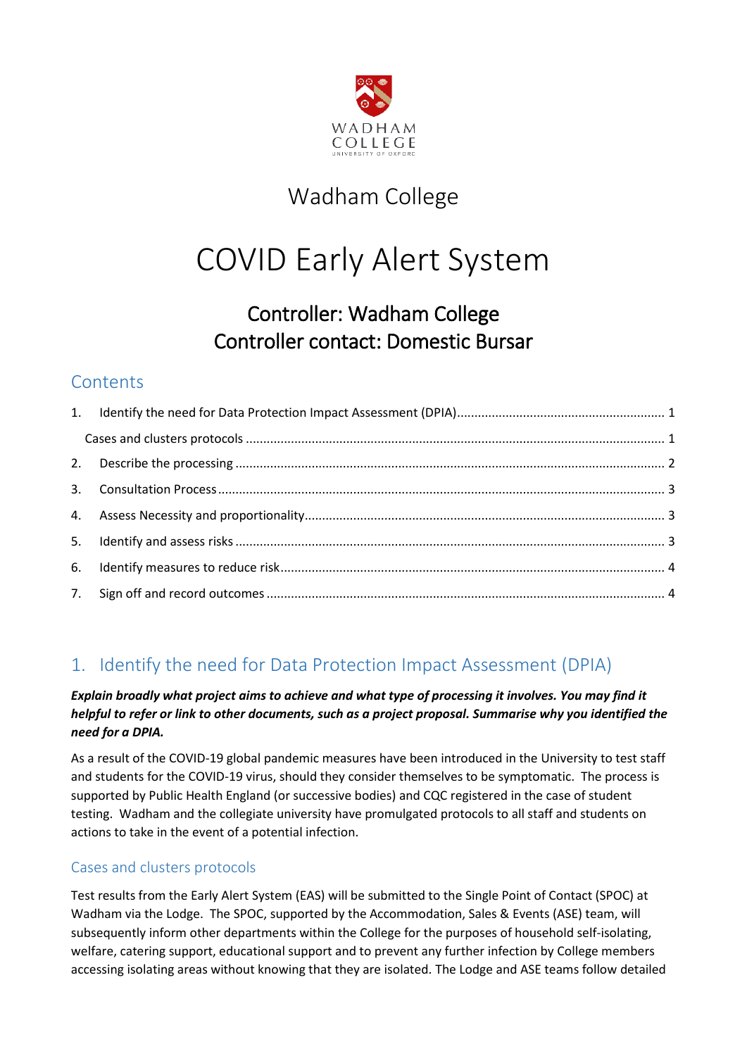Wadham College

# COVID Early Alert System

## Controller: Wadham College
## Controller contact: Domestic Bursar

## Contents

1. Identify the need for Data Protection Impact Assessment (DPIA) ........ 1
   Cases and clusters protocols ........ 1
2. Describe the processing ........ 2
3. Consultation Process ........ 3
4. Assess Necessity and proportionality ........ 3
5. Identify and assess risks ........ 3
6. Identify measures to reduce risk ........ 4
7. Sign off and record outcomes ........ 4

## 1. Identify the need for Data Protection Impact Assessment (DPIA)

***Explain broadly what project aims to achieve and what type of processing it involves. You may find it helpful to refer or link to other documents, such as a project proposal. Summarise why you identified the need for a DPIA.***

As a result of the COVID-19 global pandemic measures have been introduced in the University to test staff and students for the COVID-19 virus, should they consider themselves to be symptomatic. The process is supported by Public Health England (or successive bodies) and CQC registered in the case of student testing. Wadham and the collegiate university have promulgated protocols to all staff and students on actions to take in the event of a potential infection.

### Cases and clusters protocols

Test results from the Early Alert System (EAS) will be submitted to the Single Point of Contact (SPOC) at Wadham via the Lodge. The SPOC, supported by the Accommodation, Sales & Events (ASE) team, will subsequently inform other departments within the College for the purposes of household self-isolating, welfare, catering support, educational support and to prevent any further infection by College members accessing isolating areas without knowing that they are isolated. The Lodge and ASE teams follow detailed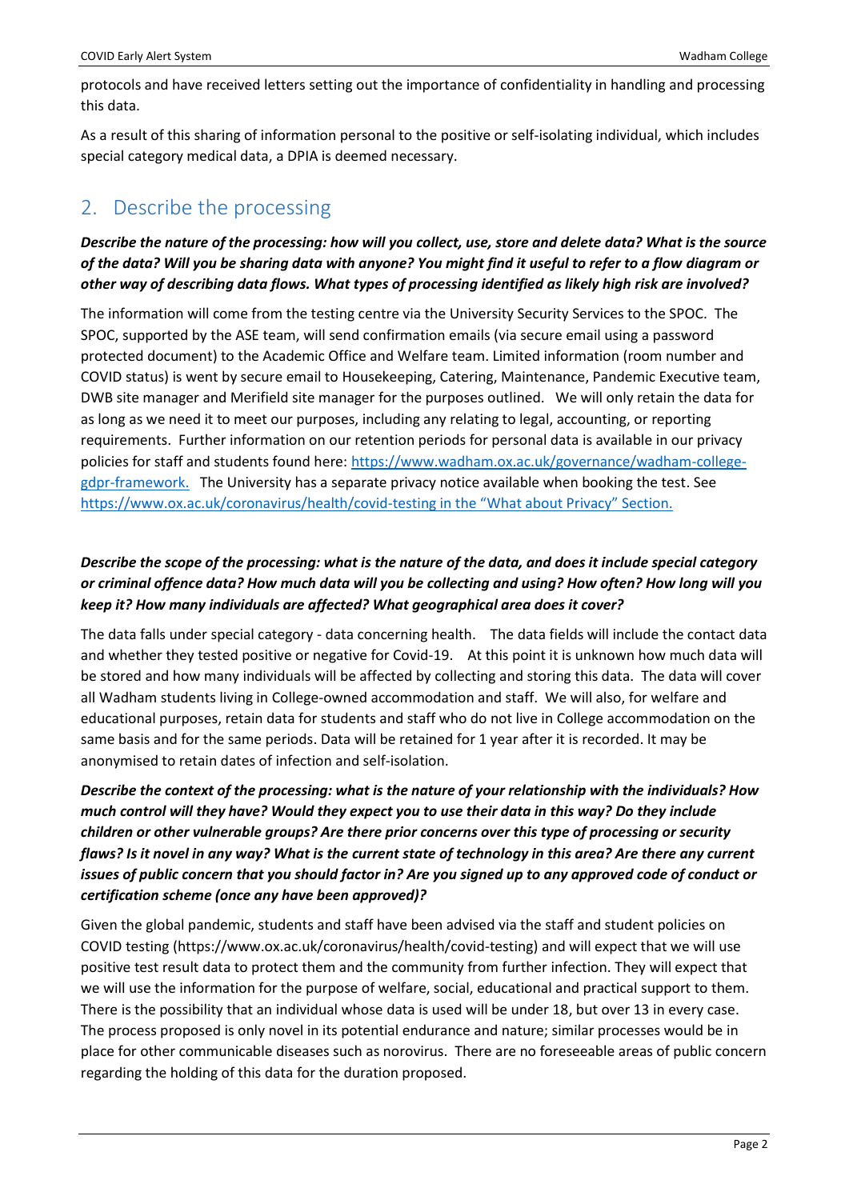protocols and have received letters setting out the importance of confidentiality in handling and processing this data.

As a result of this sharing of information personal to the positive or self-isolating individual, which includes special category medical data, a DPIA is deemed necessary.

## 2. Describe the processing

***Describe the nature of the processing: how will you collect, use, store and delete data? What is the source of the data? Will you be sharing data with anyone? You might find it useful to refer to a flow diagram or other way of describing data flows. What types of processing identified as likely high risk are involved?***

The information will come from the testing centre via the University Security Services to the SPOC. The SPOC, supported by the ASE team, will send confirmation emails (via secure email using a password protected document) to the Academic Office and Welfare team. Limited information (room number and COVID status) is went by secure email to Housekeeping, Catering, Maintenance, Pandemic Executive team, DWB site manager and Merifield site manager for the purposes outlined. We will only retain the data for as long as we need it to meet our purposes, including any relating to legal, accounting, or reporting requirements. Further information on our retention periods for personal data is available in our privacy policies for staff and students found here: https://www.wadham.ox.ac.uk/governance/wadham-college-gdpr-framework. The University has a separate privacy notice available when booking the test. See https://www.ox.ac.uk/coronavirus/health/covid-testing in the "What about Privacy" Section.

***Describe the scope of the processing: what is the nature of the data, and does it include special category or criminal offence data? How much data will you be collecting and using? How often? How long will you keep it? How many individuals are affected? What geographical area does it cover?***

The data falls under special category - data concerning health. The data fields will include the contact data and whether they tested positive or negative for Covid-19. At this point it is unknown how much data will be stored and how many individuals will be affected by collecting and storing this data. The data will cover all Wadham students living in College-owned accommodation and staff. We will also, for welfare and educational purposes, retain data for students and staff who do not live in College accommodation on the same basis and for the same periods. Data will be retained for 1 year after it is recorded. It may be anonymised to retain dates of infection and self-isolation.

***Describe the context of the processing: what is the nature of your relationship with the individuals? How much control will they have? Would they expect you to use their data in this way? Do they include children or other vulnerable groups? Are there prior concerns over this type of processing or security flaws? Is it novel in any way? What is the current state of technology in this area? Are there any current issues of public concern that you should factor in? Are you signed up to any approved code of conduct or certification scheme (once any have been approved)?***

Given the global pandemic, students and staff have been advised via the staff and student policies on COVID testing (https://www.ox.ac.uk/coronavirus/health/covid-testing) and will expect that we will use positive test result data to protect them and the community from further infection. They will expect that we will use the information for the purpose of welfare, social, educational and practical support to them. There is the possibility that an individual whose data is used will be under 18, but over 13 in every case. The process proposed is only novel in its potential endurance and nature; similar processes would be in place for other communicable diseases such as norovirus. There are no foreseeable areas of public concern regarding the holding of this data for the duration proposed.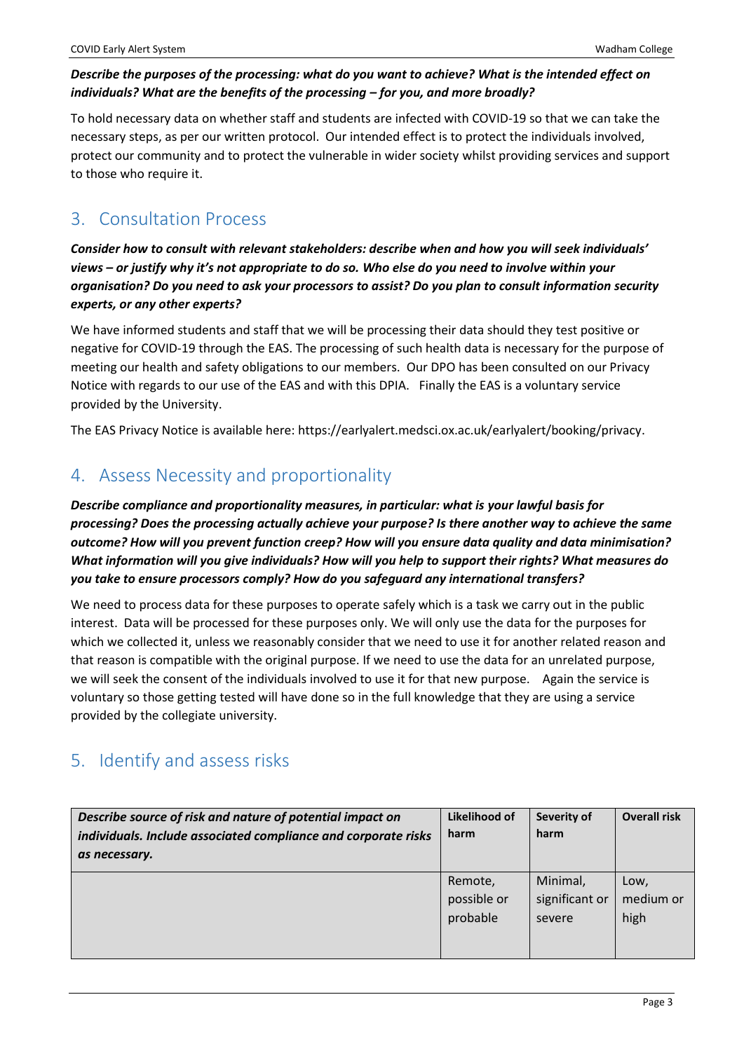***Describe the purposes of the processing: what do you want to achieve? What is the intended effect on individuals? What are the benefits of the processing – for you, and more broadly?***

To hold necessary data on whether staff and students are infected with COVID-19 so that we can take the necessary steps, as per our written protocol. Our intended effect is to protect the individuals involved, protect our community and to protect the vulnerable in wider society whilst providing services and support to those who require it.

## 3. Consultation Process

***Consider how to consult with relevant stakeholders: describe when and how you will seek individuals' views – or justify why it's not appropriate to do so. Who else do you need to involve within your organisation? Do you need to ask your processors to assist? Do you plan to consult information security experts, or any other experts?***

We have informed students and staff that we will be processing their data should they test positive or negative for COVID-19 through the EAS. The processing of such health data is necessary for the purpose of meeting our health and safety obligations to our members. Our DPO has been consulted on our Privacy Notice with regards to our use of the EAS and with this DPIA. Finally the EAS is a voluntary service provided by the University.

The EAS Privacy Notice is available here: https://earlyalert.medsci.ox.ac.uk/earlyalert/booking/privacy.

## 4. Assess Necessity and proportionality

***Describe compliance and proportionality measures, in particular: what is your lawful basis for processing? Does the processing actually achieve your purpose? Is there another way to achieve the same outcome? How will you prevent function creep? How will you ensure data quality and data minimisation? What information will you give individuals? How will you help to support their rights? What measures do you take to ensure processors comply? How do you safeguard any international transfers?***

We need to process data for these purposes to operate safely which is a task we carry out in the public interest. Data will be processed for these purposes only. We will only use the data for the purposes for which we collected it, unless we reasonably consider that we need to use it for another related reason and that reason is compatible with the original purpose. If we need to use the data for an unrelated purpose, we will seek the consent of the individuals involved to use it for that new purpose. Again the service is voluntary so those getting tested will have done so in the full knowledge that they are using a service provided by the collegiate university.

## 5. Identify and assess risks

| ***Describe source of risk and nature of potential impact on individuals. Include associated compliance and corporate risks as necessary.*** | **Likelihood of harm** | **Severity of harm** | **Overall risk** |
|---|---|---|---|
| | Remote, possible or probable | Minimal, significant or severe | Low, medium or high |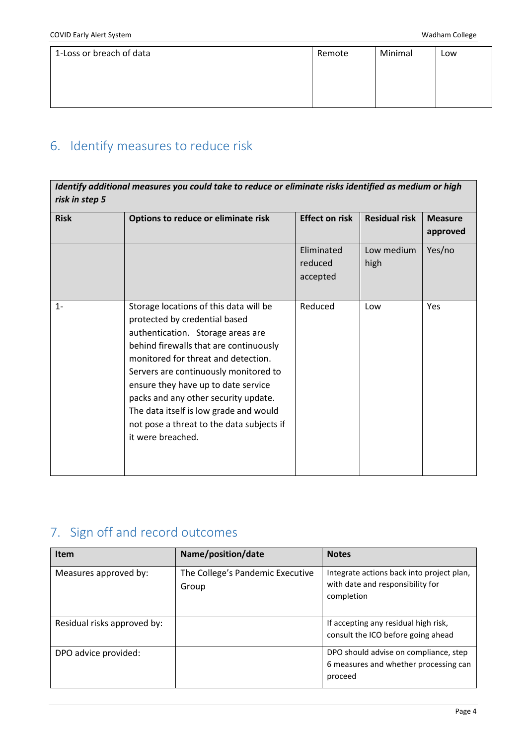| 1-Loss or breach of data | Remote | Minimal | Low |
|---|---|---|---|

## 6. Identify measures to reduce risk

| ***Identify additional measures you could take to reduce or eliminate risks identified as medium or high risk in step 5*** | | | | |
|---|---|---|---|---|
| **Risk** | **Options to reduce or eliminate risk** | **Effect on risk** | **Residual risk** | **Measure approved** |
| | | Eliminated reduced accepted | Low medium high | Yes/no |
| 1- | Storage locations of this data will be protected by credential based authentication. Storage areas are behind firewalls that are continuously monitored for threat and detection. Servers are continuously monitored to ensure they have up to date service packs and any other security update. The data itself is low grade and would not pose a threat to the data subjects if it were breached. | Reduced | Low | Yes |

## 7. Sign off and record outcomes

| Item | Name/position/date | Notes |
|---|---|---|
| Measures approved by: | The College's Pandemic Executive Group | Integrate actions back into project plan, with date and responsibility for completion |
| Residual risks approved by: | | If accepting any residual high risk, consult the ICO before going ahead |
| DPO advice provided: | | DPO should advise on compliance, step 6 measures and whether processing can proceed |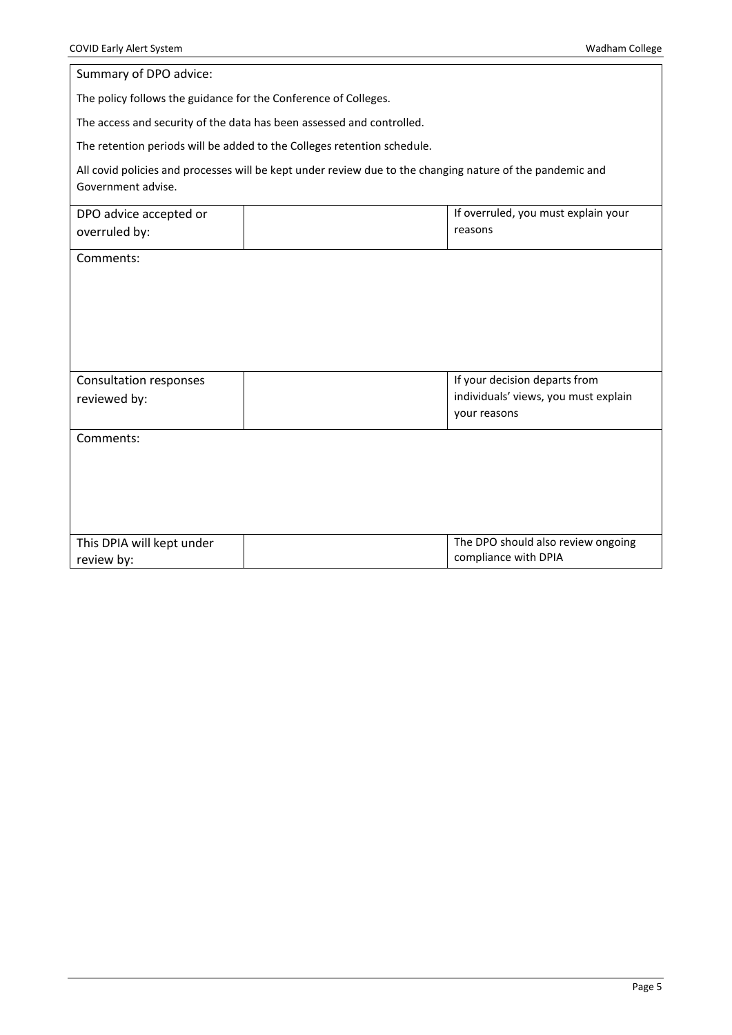| | | |
|---|---|---|
| Summary of DPO advice:<br><br>The policy follows the guidance for the Conference of Colleges.<br><br>The access and security of the data has been assessed and controlled.<br><br>The retention periods will be added to the Colleges retention schedule.<br><br>All covid policies and processes will be kept under review due to the changing nature of the pandemic and Government advise. | | |
| DPO advice accepted or overruled by: | | If overruled, you must explain your reasons |
| Comments: | | |
| Consultation responses reviewed by: | | If your decision departs from individuals' views, you must explain your reasons |
| Comments: | | |
| This DPIA will kept under review by: | | The DPO should also review ongoing compliance with DPIA |